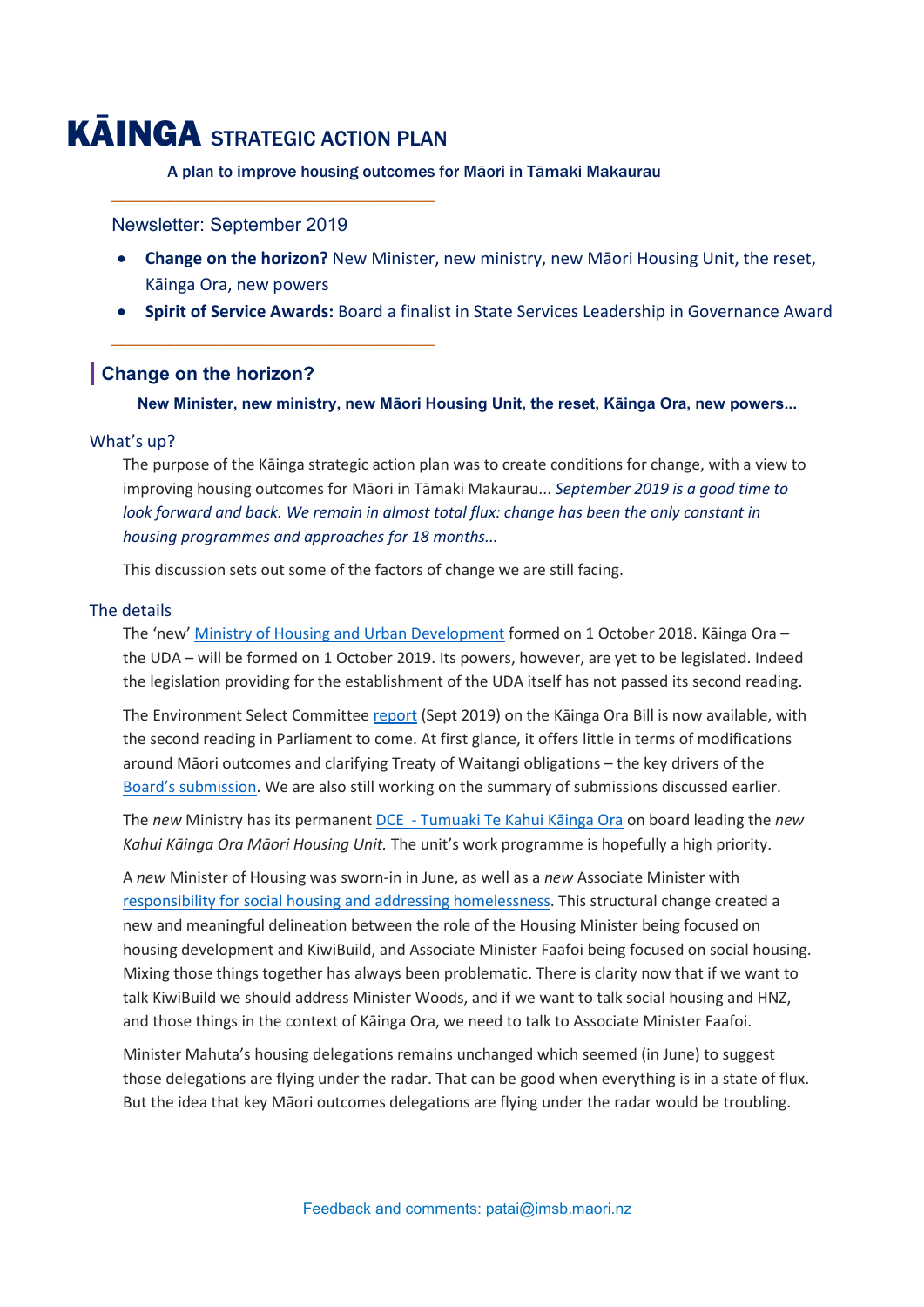# KĀINGA STRATEGIC ACTION PLAN

**A plan to improve housing outcomes for Māori in Tāmaki Makaurau**

---

Newsletter: September 2019

- **Change on the horizon?** New Minister, new ministry, new Māori Housing Unit, the reset, Kāinga Ora, new powers
- **Spirit of Service Awards:** Board a finalist in State Services Leadership in Governance Award

---

## Change on the horizon?

**New Minister, new ministry, new Māori Housing Unit, the reset, Kāinga Ora, new powers...**

### What's up?

The purpose of the Kāinga strategic action plan was to create conditions for change, with a view to improving housing outcomes for Māori in Tāmaki Makaurau... *September 2019 is a good time to look forward and back. We remain in almost total flux: change has been the only constant in housing programmes and approaches for 18 months...*

This discussion sets out some of the factors of change we are still facing.

### The details

The 'new' Ministry of Housing and Urban Development formed on 1 October 2018. Kāinga Ora – the UDA – will be formed on 1 October 2019. Its powers, however, are yet to be legislated. Indeed the legislation providing for the establishment of the UDA itself has not passed its second reading.

The Environment Select Committee report (Sept 2019) on the Kāinga Ora Bill is now available, with the second reading in Parliament to come. At first glance, it offers little in terms of modifications around Māori outcomes and clarifying Treaty of Waitangi obligations – the key drivers of the Board's submission. We are also still working on the summary of submissions discussed earlier.

The *new* Ministry has its permanent DCE - Tumuaki Te Kahui Kāinga Ora on board leading the *new Kahui Kāinga Ora Māori Housing Unit.* The unit's work programme is hopefully a high priority.

A *new* Minister of Housing was sworn-in in June, as well as a *new* Associate Minister with responsibility for social housing and addressing homelessness. This structural change created a new and meaningful delineation between the role of the Housing Minister being focused on housing development and KiwiBuild, and Associate Minister Faafoi being focused on social housing. Mixing those things together has always been problematic. There is clarity now that if we want to talk KiwiBuild we should address Minister Woods, and if we want to talk social housing and HNZ, and those things in the context of Kāinga Ora, we need to talk to Associate Minister Faafoi.

Minister Mahuta's housing delegations remains unchanged which seemed (in June) to suggest those delegations are flying under the radar. That can be good when everything is in a state of flux. But the idea that key Māori outcomes delegations are flying under the radar would be troubling.

Feedback and comments: patai@imsb.maori.nz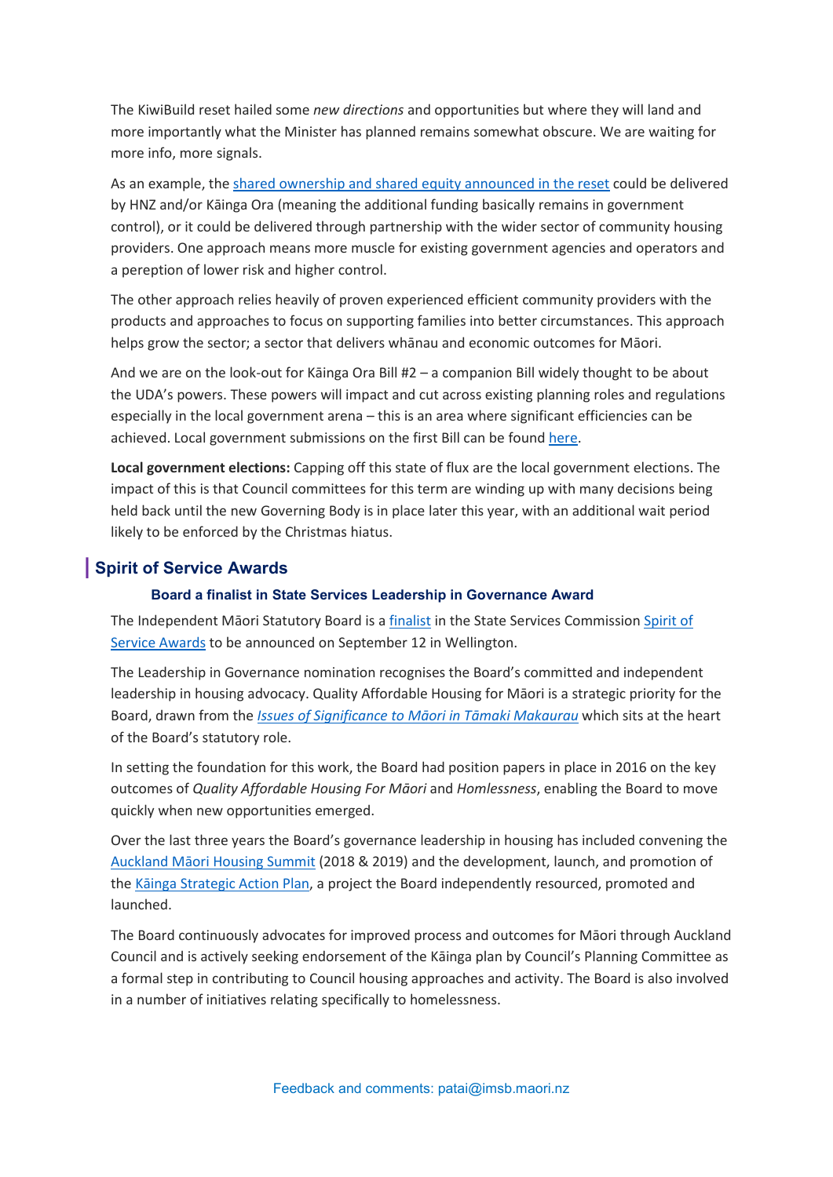The KiwiBuild reset hailed some *new directions* and opportunities but where they will land and more importantly what the Minister has planned remains somewhat obscure. We are waiting for more info, more signals.

As an example, the [shared ownership and shared equity announced in the reset]() could be delivered by HNZ and/or Kāinga Ora (meaning the additional funding basically remains in government control), or it could be delivered through partnership with the wider sector of community housing providers. One approach means more muscle for existing government agencies and operators and a pereption of lower risk and higher control.

The other approach relies heavily of proven experienced efficient community providers with the products and approaches to focus on supporting families into better circumstances. This approach helps grow the sector; a sector that delivers whānau and economic outcomes for Māori.

And we are on the look-out for Kāinga Ora Bill #2 – a companion Bill widely thought to be about the UDA's powers. These powers will impact and cut across existing planning roles and regulations especially in the local government arena – this is an area where significant efficiencies can be achieved. Local government submissions on the first Bill can be found [here]().

**Local government elections:** Capping off this state of flux are the local government elections. The impact of this is that Council committees for this term are winding up with many decisions being held back until the new Governing Body is in place later this year, with an additional wait period likely to be enforced by the Christmas hiatus.

## Spirit of Service Awards

### Board a finalist in State Services Leadership in Governance Award

The Independent Māori Statutory Board is a [finalist]() in the State Services Commission [Spirit of Service Awards]() to be announced on September 12 in Wellington.

The Leadership in Governance nomination recognises the Board's committed and independent leadership in housing advocacy. Quality Affordable Housing for Māori is a strategic priority for the Board, drawn from the [*Issues of Significance to Māori in Tāmaki Makaurau*]() which sits at the heart of the Board's statutory role.

In setting the foundation for this work, the Board had position papers in place in 2016 on the key outcomes of *Quality Affordable Housing For Māori* and *Homlessness*, enabling the Board to move quickly when new opportunities emerged.

Over the last three years the Board's governance leadership in housing has included convening the [Auckland Māori Housing Summit]() (2018 & 2019) and the development, launch, and promotion of the [Kāinga Strategic Action Plan](), a project the Board independently resourced, promoted and launched.

The Board continuously advocates for improved process and outcomes for Māori through Auckland Council and is actively seeking endorsement of the Kāinga plan by Council's Planning Committee as a formal step in contributing to Council housing approaches and activity. The Board is also involved in a number of initiatives relating specifically to homelessness.